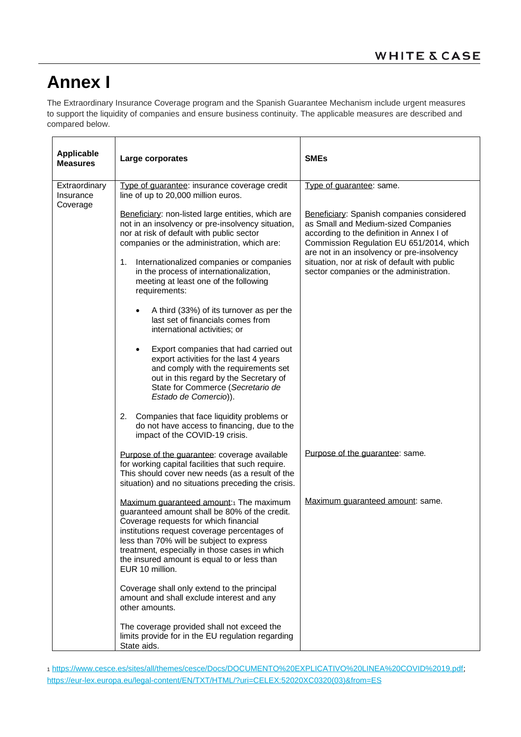# Annex I

The Extraordinary Insurance Coverage program and the Spanish Guarantee Mechanism include urgent measures to support the liquidity of companies and ensure business continuity. The applicable measures are described and compared below.

| **Applicable Measures** | **Large corporates** | **SMEs** |
|---|---|---|
| Extraordinary Insurance Coverage | Type of guarantee: insurance coverage credit line of up to 20,000 million euros.<br><br>Beneficiary: non-listed large entities, which are not in an insolvency or pre-insolvency situation, nor at risk of default with public sector companies or the administration, which are:<br><br>1. Internationalized companies or companies in the process of internationalization, meeting at least one of the following requirements:<br>• A third (33%) of its turnover as per the last set of financials comes from international activities; or<br>• Export companies that had carried out export activities for the last 4 years and comply with the requirements set out in this regard by the Secretary of State for Commerce (*Secretario de Estado de Comercio*)).<br><br>2. Companies that face liquidity problems or do not have access to financing, due to the impact of the COVID-19 crisis.<br><br>Purpose of the guarantee: coverage available for working capital facilities that such require. This should cover new needs (as a result of the situation) and no situations preceding the crisis.<br><br>Maximum guaranteed amount:[1] The maximum guaranteed amount shall be 80% of the credit. Coverage requests for which financial institutions request coverage percentages of less than 70% will be subject to express treatment, especially in those cases in which the insured amount is equal to or less than EUR 10 million.<br><br>Coverage shall only extend to the principal amount and shall exclude interest and any other amounts.<br><br>The coverage provided shall not exceed the limits provide for in the EU regulation regarding State aids. | Type of guarantee: same.<br><br>Beneficiary: Spanish companies considered as Small and Medium-sized Companies according to the definition in Annex I of Commission Regulation EU 651/2014, which are not in an insolvency or pre-insolvency situation, nor at risk of default with public sector companies or the administration.<br><br>Purpose of the guarantee: same.<br><br>Maximum guaranteed amount: same. |

[1] https://www.cesce.es/sites/all/themes/cesce/Docs/DOCUMENTO%20EXPLICATIVO%20LINEA%20COVID%2019.pdf; https://eur-lex.europa.eu/legal-content/EN/TXT/HTML/?uri=CELEX:52020XC0320(03)&from=ES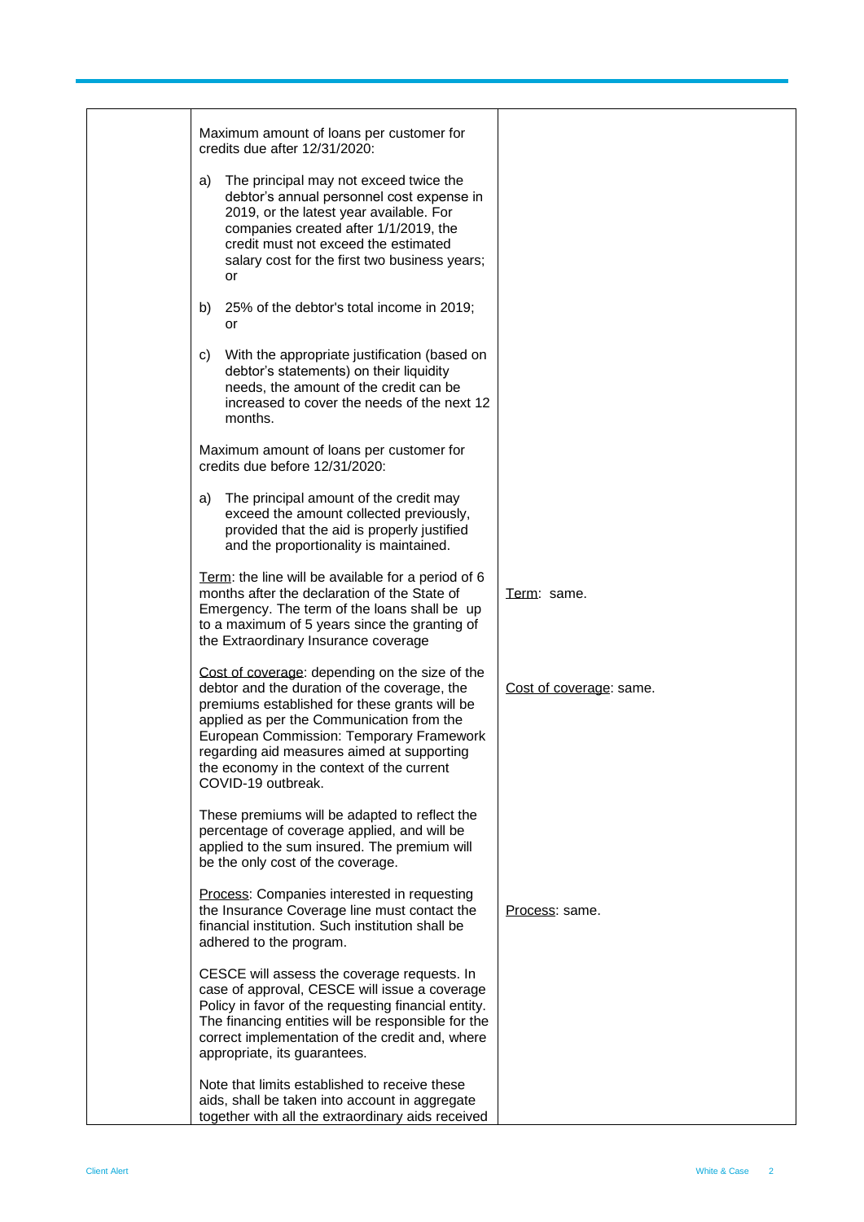| | | |
|---|---|---|
| | Maximum amount of loans per customer for credits due after 12/31/2020:<br><br>a) The principal may not exceed twice the debtor's annual personnel cost expense in 2019, or the latest year available. For companies created after 1/1/2019, the credit must not exceed the estimated salary cost for the first two business years; or<br><br>b) 25% of the debtor's total income in 2019; or<br><br>c) With the appropriate justification (based on debtor's statements) on their liquidity needs, the amount of the credit can be increased to cover the needs of the next 12 months.<br><br>Maximum amount of loans per customer for credits due before 12/31/2020:<br><br>a) The principal amount of the credit may exceed the amount collected previously, provided that the aid is properly justified and the proportionality is maintained. | |
| | <u>Term</u>: the line will be available for a period of 6 months after the declaration of the State of Emergency. The term of the loans shall be up to a maximum of 5 years since the granting of the Extraordinary Insurance coverage | <u>Term</u>: same. |
| | <u>Cost of coverage</u>: depending on the size of the debtor and the duration of the coverage, the premiums established for these grants will be applied as per the Communication from the European Commission: Temporary Framework regarding aid measures aimed at supporting the economy in the context of the current COVID-19 outbreak.<br><br>These premiums will be adapted to reflect the percentage of coverage applied, and will be applied to the sum insured. The premium will be the only cost of the coverage. | <u>Cost of coverage</u>: same. |
| | <u>Process</u>: Companies interested in requesting the Insurance Coverage line must contact the financial institution. Such institution shall be adhered to the program.<br><br>CESCE will assess the coverage requests. In case of approval, CESCE will issue a coverage Policy in favor of the requesting financial entity. The financing entities will be responsible for the correct implementation of the credit and, where appropriate, its guarantees.<br><br>Note that limits established to receive these aids, shall be taken into account in aggregate together with all the extraordinary aids received | <u>Process</u>: same. |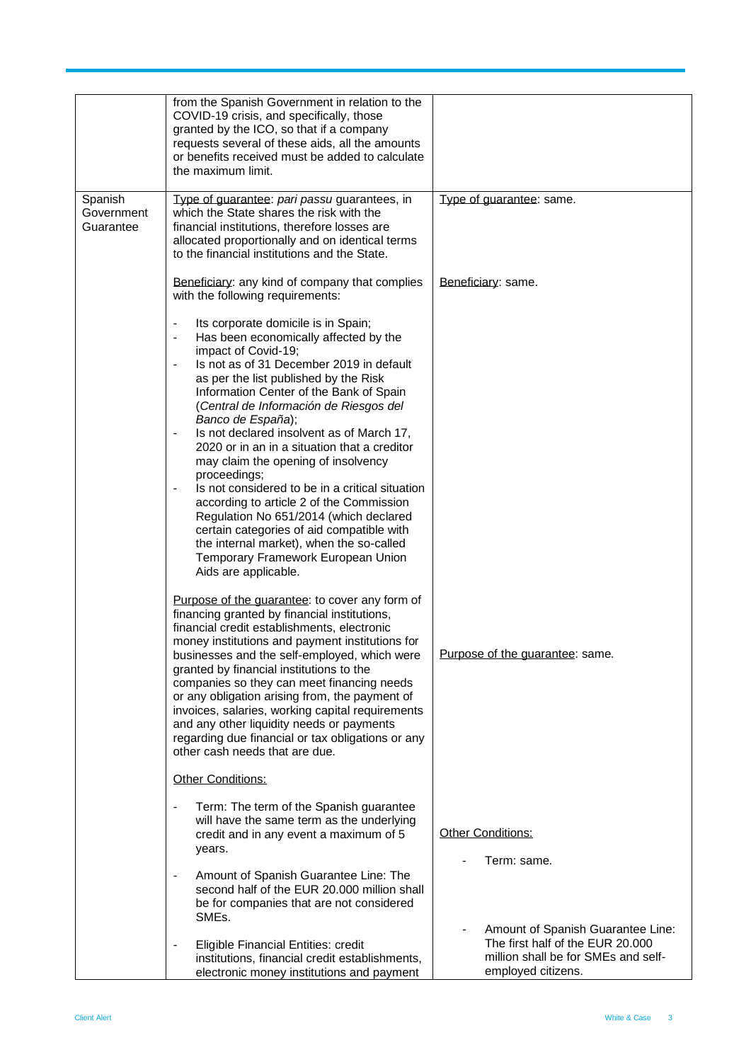| | | |
|---|---|---|
| | from the Spanish Government in relation to the COVID-19 crisis, and specifically, those granted by the ICO, so that if a company requests several of these aids, all the amounts or benefits received must be added to calculate the maximum limit. | |
| Spanish Government Guarantee | <u>Type of guarantee</u>: *pari passu* guarantees, in which the State shares the risk with the financial institutions, therefore losses are allocated proportionally and on identical terms to the financial institutions and the State.<br><br><u>Beneficiary</u>: any kind of company that complies with the following requirements:<br><br>- Its corporate domicile is in Spain;<br>- Has been economically affected by the impact of Covid-19;<br>- Is not as of 31 December 2019 in default as per the list published by the Risk Information Center of the Bank of Spain (*Central de Información de Riesgos del Banco de España*);<br>- Is not declared insolvent as of March 17, 2020 or in an in a situation that a creditor may claim the opening of insolvency proceedings;<br>- Is not considered to be in a critical situation according to article 2 of the Commission Regulation No 651/2014 (which declared certain categories of aid compatible with the internal market), when the so-called Temporary Framework European Union Aids are applicable.<br><br><u>Purpose of the guarantee</u>: to cover any form of financing granted by financial institutions, financial credit establishments, electronic money institutions and payment institutions for businesses and the self-employed, which were granted by financial institutions to the companies so they can meet financing needs or any obligation arising from, the payment of invoices, salaries, working capital requirements and any other liquidity needs or payments regarding due financial or tax obligations or any other cash needs that are due.<br><br><u>Other Conditions:</u><br><br>- Term: The term of the Spanish guarantee will have the same term as the underlying credit and in any event a maximum of 5 years.<br><br>- Amount of Spanish Guarantee Line: The second half of the EUR 20.000 million shall be for companies that are not considered SMEs.<br><br>- Eligible Financial Entities: credit institutions, financial credit establishments, electronic money institutions and payment | <u>Type of guarantee</u>: same.<br><br><u>Beneficiary</u>: same.<br><br><u>Purpose of the guarantee</u>: same.<br><br><u>Other Conditions:</u><br><br>- Term: same.<br><br>- Amount of Spanish Guarantee Line: The first half of the EUR 20.000 million shall be for SMEs and self-employed citizens. |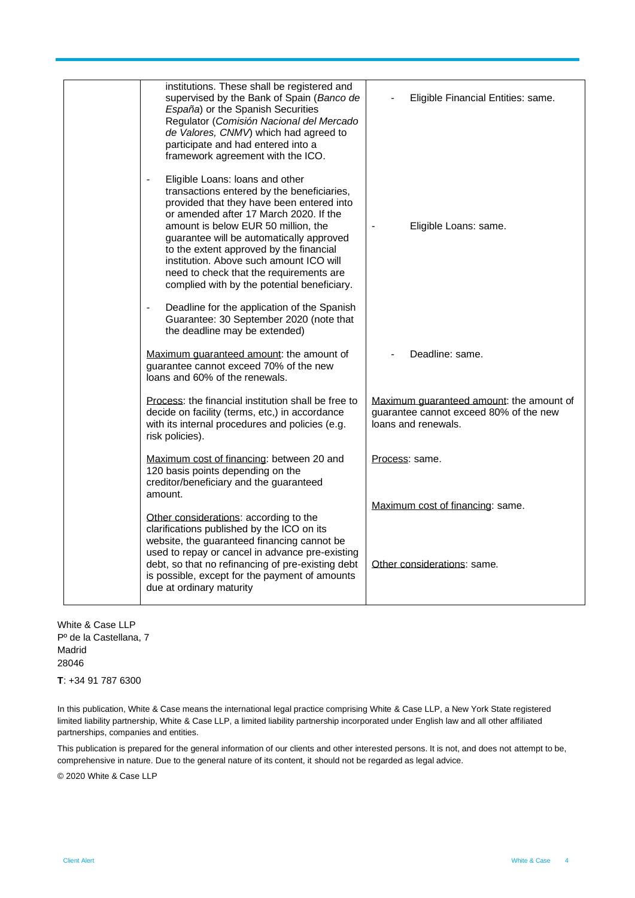| | | |
|---|---|---|
| | institutions. These shall be registered and supervised by the Bank of Spain (*Banco de España*) or the Spanish Securities Regulator (*Comisión Nacional del Mercado de Valores, CNMV*) which had agreed to participate and had entered into a framework agreement with the ICO.<br><br>- Eligible Loans: loans and other transactions entered by the beneficiaries, provided that they have been entered into or amended after 17 March 2020. If the amount is below EUR 50 million, the guarantee will be automatically approved to the extent approved by the financial institution. Above such amount ICO will need to check that the requirements are complied with by the potential beneficiary.<br><br>- Deadline for the application of the Spanish Guarantee: 30 September 2020 (note that the deadline may be extended)<br><br>Maximum guaranteed amount: the amount of guarantee cannot exceed 70% of the new loans and 60% of the renewals.<br><br>Process: the financial institution shall be free to decide on facility (terms, etc,) in accordance with its internal procedures and policies (e.g. risk policies).<br><br>Maximum cost of financing: between 20 and 120 basis points depending on the creditor/beneficiary and the guaranteed amount.<br><br>Other considerations: according to the clarifications published by the ICO on its website, the guaranteed financing cannot be used to repay or cancel in advance pre-existing debt, so that no refinancing of pre-existing debt is possible, except for the payment of amounts due at ordinary maturity | - Eligible Financial Entities: same.<br><br>- Eligible Loans: same.<br><br>- Deadline: same.<br><br>Maximum guaranteed amount: the amount of guarantee cannot exceed 80% of the new loans and renewals.<br><br>Process: same.<br><br>Maximum cost of financing: same.<br><br>Other considerations: same. |

White & Case LLP
Pº de la Castellana, 7
Madrid
28046

**T**: +34 91 787 6300

In this publication, White & Case means the international legal practice comprising White & Case LLP, a New York State registered limited liability partnership, White & Case LLP, a limited liability partnership incorporated under English law and all other affiliated partnerships, companies and entities.

This publication is prepared for the general information of our clients and other interested persons. It is not, and does not attempt to be, comprehensive in nature. Due to the general nature of its content, it should not be regarded as legal advice.

© 2020 White & Case LLP